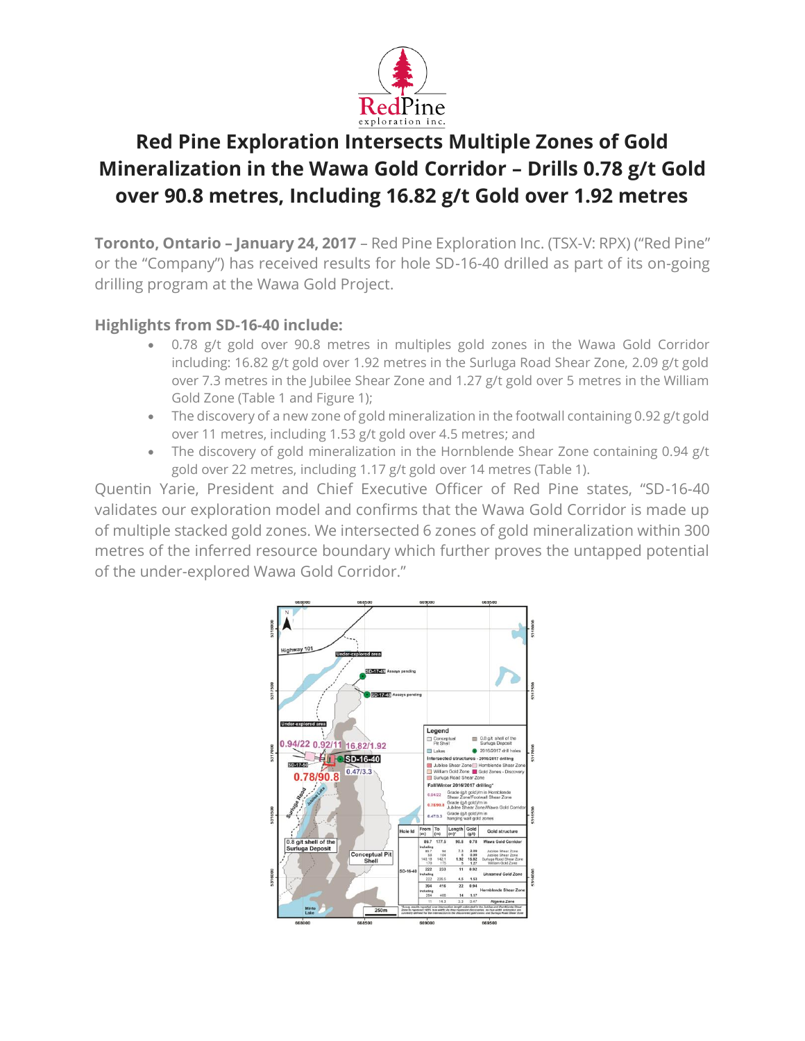# Red Pine Exploration Intersects Multiple Zones of Gold Mineralization in the Wawa Gold Corridor – Drills 0.78 g/t Gold over 90.8 metres, Including 16.82 g/t Gold over 1.92 metres

**Toronto, Ontario – January 24, 2017** – Red Pine Exploration Inc. (TSX-V: RPX) ("Red Pine" or the "Company") has received results for hole SD-16-40 drilled as part of its on-going drilling program at the Wawa Gold Project.

### Highlights from SD-16-40 include:

- 0.78 g/t gold over 90.8 metres in multiples gold zones in the Wawa Gold Corridor including: 16.82 g/t gold over 1.92 metres in the Surluga Road Shear Zone, 2.09 g/t gold over 7.3 metres in the Jubilee Shear Zone and 1.27 g/t gold over 5 metres in the William Gold Zone (Table 1 and Figure 1);
- The discovery of a new zone of gold mineralization in the footwall containing 0.92 g/t gold over 11 metres, including 1.53 g/t gold over 4.5 metres; and
- The discovery of gold mineralization in the Hornblende Shear Zone containing 0.94 g/t gold over 22 metres, including 1.17 g/t gold over 14 metres (Table 1).

Quentin Yarie, President and Chief Executive Officer of Red Pine states, "SD-16-40 validates our exploration model and confirms that the Wawa Gold Corridor is made up of multiple stacked gold zones. We intersected 6 zones of gold mineralization within 300 metres of the inferred resource boundary which further proves the untapped potential of the under-explored Wawa Gold Corridor."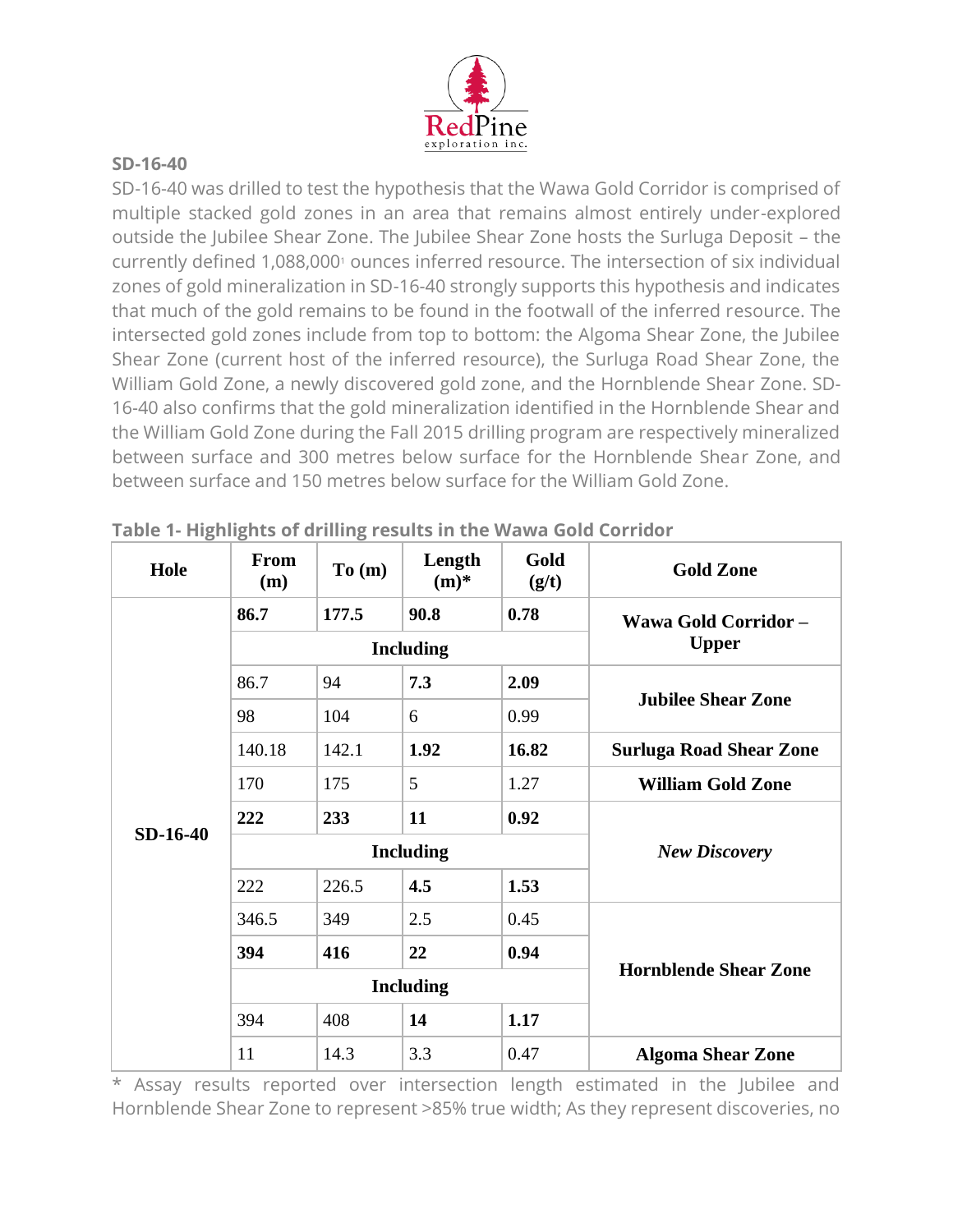## SD-16-40

SD-16-40 was drilled to test the hypothesis that the Wawa Gold Corridor is comprised of multiple stacked gold zones in an area that remains almost entirely under-explored outside the Jubilee Shear Zone. The Jubilee Shear Zone hosts the Surluga Deposit – the currently defined 1,088,000[1] ounces inferred resource. The intersection of six individual zones of gold mineralization in SD-16-40 strongly supports this hypothesis and indicates that much of the gold remains to be found in the footwall of the inferred resource. The intersected gold zones include from top to bottom: the Algoma Shear Zone, the Jubilee Shear Zone (current host of the inferred resource), the Surluga Road Shear Zone, the William Gold Zone, a newly discovered gold zone, and the Hornblende Shear Zone. SD-16-40 also confirms that the gold mineralization identified in the Hornblende Shear and the William Gold Zone during the Fall 2015 drilling program are respectively mineralized between surface and 300 metres below surface for the Hornblende Shear Zone, and between surface and 150 metres below surface for the William Gold Zone.

**Table 1- Highlights of drilling results in the Wawa Gold Corridor**

| Hole | From (m) | To (m) | Length (m)* | Gold (g/t) | Gold Zone |
|---|---|---|---|---|---|
| SD-16-40 | **86.7** | **177.5** | **90.8** | **0.78** | **Wawa Gold Corridor – Upper** |
| | **Including** | | | | |
| | 86.7 | 94 | **7.3** | **2.09** | **Jubilee Shear Zone** |
| | 98 | 104 | 6 | 0.99 | |
| | 140.18 | 142.1 | **1.92** | **16.82** | **Surluga Road Shear Zone** |
| | 170 | 175 | 5 | 1.27 | **William Gold Zone** |
| | **222** | **233** | **11** | **0.92** | ***New Discovery*** |
| | **Including** | | | | |
| | 222 | 226.5 | **4.5** | **1.53** | |
| | 346.5 | 349 | 2.5 | 0.45 | **Hornblende Shear Zone** |
| | **394** | **416** | **22** | **0.94** | |
| | **Including** | | | | |
| | 394 | 408 | **14** | **1.17** | |
| | 11 | 14.3 | 3.3 | 0.47 | **Algoma Shear Zone** |

* Assay results reported over intersection length estimated in the Jubilee and Hornblende Shear Zone to represent >85% true width; As they represent discoveries, no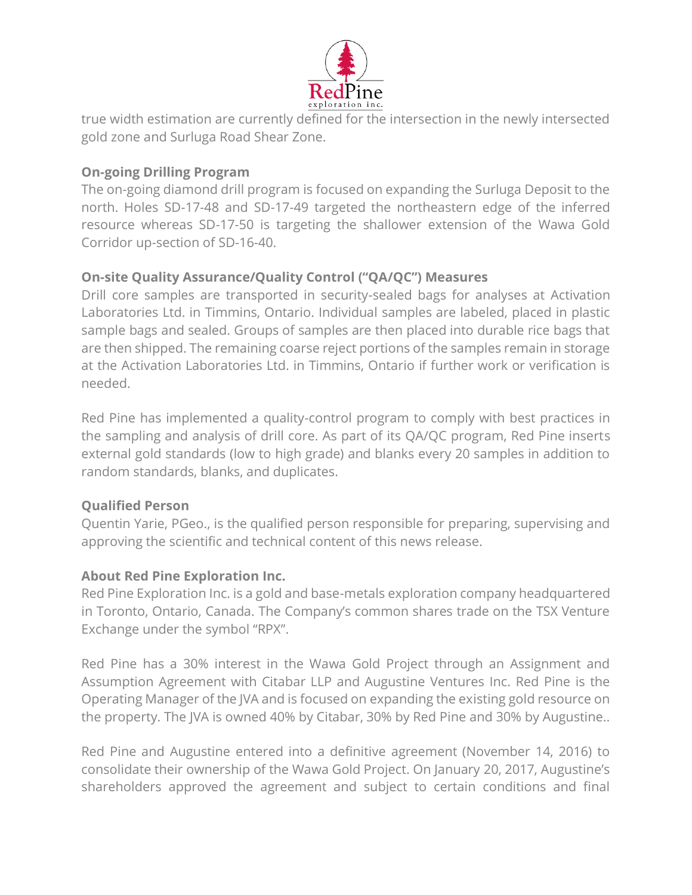true width estimation are currently defined for the intersection in the newly intersected gold zone and Surluga Road Shear Zone.

**On-going Drilling Program**

The on-going diamond drill program is focused on expanding the Surluga Deposit to the north. Holes SD-17-48 and SD-17-49 targeted the northeastern edge of the inferred resource whereas SD-17-50 is targeting the shallower extension of the Wawa Gold Corridor up-section of SD-16-40.

**On-site Quality Assurance/Quality Control ("QA/QC") Measures**

Drill core samples are transported in security-sealed bags for analyses at Activation Laboratories Ltd. in Timmins, Ontario. Individual samples are labeled, placed in plastic sample bags and sealed. Groups of samples are then placed into durable rice bags that are then shipped. The remaining coarse reject portions of the samples remain in storage at the Activation Laboratories Ltd. in Timmins, Ontario if further work or verification is needed.

Red Pine has implemented a quality-control program to comply with best practices in the sampling and analysis of drill core. As part of its QA/QC program, Red Pine inserts external gold standards (low to high grade) and blanks every 20 samples in addition to random standards, blanks, and duplicates.

**Qualified Person**

Quentin Yarie, PGeo., is the qualified person responsible for preparing, supervising and approving the scientific and technical content of this news release.

**About Red Pine Exploration Inc.**

Red Pine Exploration Inc. is a gold and base-metals exploration company headquartered in Toronto, Ontario, Canada. The Company's common shares trade on the TSX Venture Exchange under the symbol "RPX".

Red Pine has a 30% interest in the Wawa Gold Project through an Assignment and Assumption Agreement with Citabar LLP and Augustine Ventures Inc. Red Pine is the Operating Manager of the JVA and is focused on expanding the existing gold resource on the property. The JVA is owned 40% by Citabar, 30% by Red Pine and 30% by Augustine..

Red Pine and Augustine entered into a definitive agreement (November 14, 2016) to consolidate their ownership of the Wawa Gold Project. On January 20, 2017, Augustine's shareholders approved the agreement and subject to certain conditions and final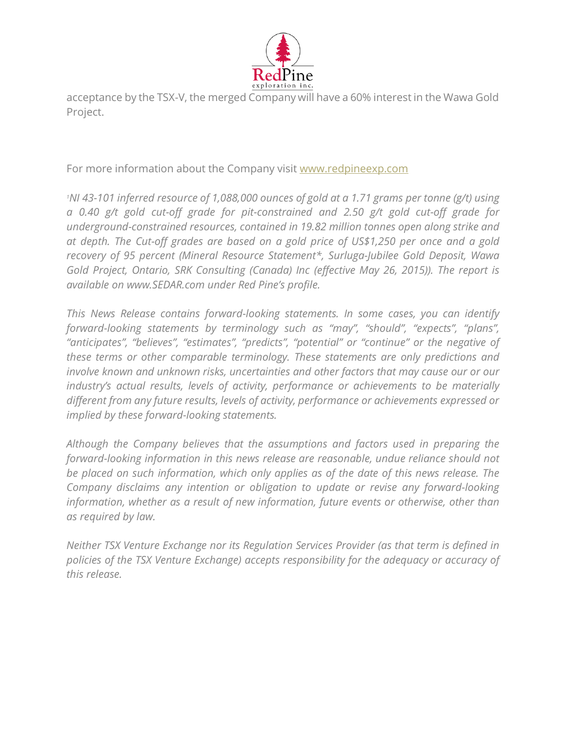acceptance by the TSX-V, the merged Company will have a 60% interest in the Wawa Gold Project.

For more information about the Company visit [www.redpineexp.com](http://www.redpineexp.com)

*[1]NI 43-101 inferred resource of 1,088,000 ounces of gold at a 1.71 grams per tonne (g/t) using a 0.40 g/t gold cut-off grade for pit-constrained and 2.50 g/t gold cut-off grade for underground-constrained resources, contained in 19.82 million tonnes open along strike and at depth. The Cut-off grades are based on a gold price of US$1,250 per once and a gold recovery of 95 percent (Mineral Resource Statement*, Surluga-Jubilee Gold Deposit, Wawa Gold Project, Ontario, SRK Consulting (Canada) Inc (effective May 26, 2015)). The report is available on www.SEDAR.com under Red Pine's profile.*

*This News Release contains forward-looking statements. In some cases, you can identify forward-looking statements by terminology such as "may", "should", "expects", "plans", "anticipates", "believes", "estimates", "predicts", "potential" or "continue" or the negative of these terms or other comparable terminology. These statements are only predictions and involve known and unknown risks, uncertainties and other factors that may cause our or our industry's actual results, levels of activity, performance or achievements to be materially different from any future results, levels of activity, performance or achievements expressed or implied by these forward-looking statements.*

*Although the Company believes that the assumptions and factors used in preparing the forward-looking information in this news release are reasonable, undue reliance should not be placed on such information, which only applies as of the date of this news release. The Company disclaims any intention or obligation to update or revise any forward-looking information, whether as a result of new information, future events or otherwise, other than as required by law.*

*Neither TSX Venture Exchange nor its Regulation Services Provider (as that term is defined in policies of the TSX Venture Exchange) accepts responsibility for the adequacy or accuracy of this release.*